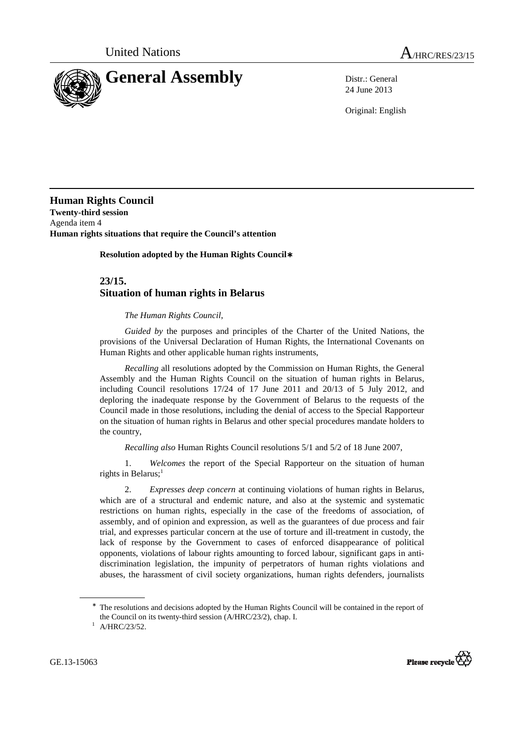United Nations **A**/HRC/RES/23/15

# General Assembly

Distr.: General
24 June 2013

Original: English

---

**Human Rights Council**
**Twenty-third session**
Agenda item 4
**Human rights situations that require the Council's attention**

**Resolution adopted by the Human Rights Council***

## 23/15. Situation of human rights in Belarus

*The Human Rights Council*,

*Guided by* the purposes and principles of the Charter of the United Nations, the provisions of the Universal Declaration of Human Rights, the International Covenants on Human Rights and other applicable human rights instruments,

*Recalling* all resolutions adopted by the Commission on Human Rights, the General Assembly and the Human Rights Council on the situation of human rights in Belarus, including Council resolutions 17/24 of 17 June 2011 and 20/13 of 5 July 2012, and deploring the inadequate response by the Government of Belarus to the requests of the Council made in those resolutions, including the denial of access to the Special Rapporteur on the situation of human rights in Belarus and other special procedures mandate holders to the country,

*Recalling also* Human Rights Council resolutions 5/1 and 5/2 of 18 June 2007,

1. *Welcomes* the report of the Special Rapporteur on the situation of human rights in Belarus;[1]

2. *Expresses deep concern* at continuing violations of human rights in Belarus, which are of a structural and endemic nature, and also at the systemic and systematic restrictions on human rights, especially in the case of the freedoms of association, of assembly, and of opinion and expression, as well as the guarantees of due process and fair trial, and expresses particular concern at the use of torture and ill-treatment in custody, the lack of response by the Government to cases of enforced disappearance of political opponents, violations of labour rights amounting to forced labour, significant gaps in anti-discrimination legislation, the impunity of perpetrators of human rights violations and abuses, the harassment of civil society organizations, human rights defenders, journalists

---

* The resolutions and decisions adopted by the Human Rights Council will be contained in the report of the Council on its twenty-third session (A/HRC/23/2), chap. I.

[1] A/HRC/23/52.

GE.13-15063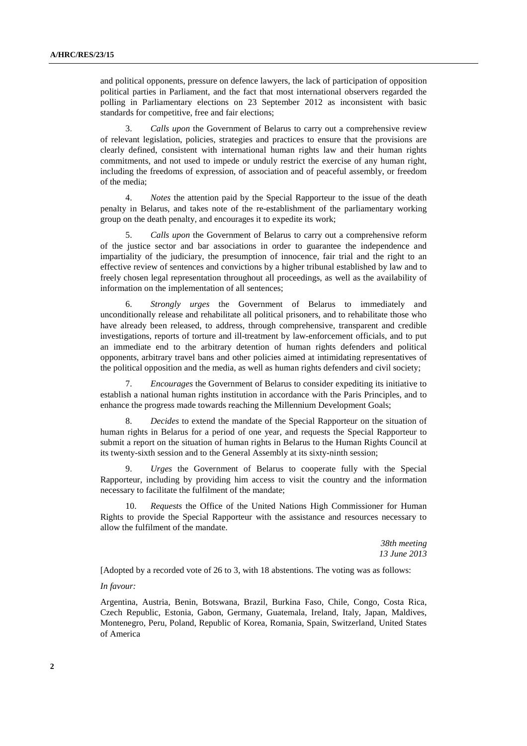and political opponents, pressure on defence lawyers, the lack of participation of opposition political parties in Parliament, and the fact that most international observers regarded the polling in Parliamentary elections on 23 September 2012 as inconsistent with basic standards for competitive, free and fair elections;

3. *Calls upon* the Government of Belarus to carry out a comprehensive review of relevant legislation, policies, strategies and practices to ensure that the provisions are clearly defined, consistent with international human rights law and their human rights commitments, and not used to impede or unduly restrict the exercise of any human right, including the freedoms of expression, of association and of peaceful assembly, or freedom of the media;

4. *Notes* the attention paid by the Special Rapporteur to the issue of the death penalty in Belarus, and takes note of the re-establishment of the parliamentary working group on the death penalty, and encourages it to expedite its work;

5. *Calls upon* the Government of Belarus to carry out a comprehensive reform of the justice sector and bar associations in order to guarantee the independence and impartiality of the judiciary, the presumption of innocence, fair trial and the right to an effective review of sentences and convictions by a higher tribunal established by law and to freely chosen legal representation throughout all proceedings, as well as the availability of information on the implementation of all sentences;

6. *Strongly urges* the Government of Belarus to immediately and unconditionally release and rehabilitate all political prisoners, and to rehabilitate those who have already been released, to address, through comprehensive, transparent and credible investigations, reports of torture and ill-treatment by law-enforcement officials, and to put an immediate end to the arbitrary detention of human rights defenders and political opponents, arbitrary travel bans and other policies aimed at intimidating representatives of the political opposition and the media, as well as human rights defenders and civil society;

7. *Encourages* the Government of Belarus to consider expediting its initiative to establish a national human rights institution in accordance with the Paris Principles, and to enhance the progress made towards reaching the Millennium Development Goals;

8. *Decides* to extend the mandate of the Special Rapporteur on the situation of human rights in Belarus for a period of one year, and requests the Special Rapporteur to submit a report on the situation of human rights in Belarus to the Human Rights Council at its twenty-sixth session and to the General Assembly at its sixty-ninth session;

9. *Urges* the Government of Belarus to cooperate fully with the Special Rapporteur, including by providing him access to visit the country and the information necessary to facilitate the fulfilment of the mandate;

10. *Requests* the Office of the United Nations High Commissioner for Human Rights to provide the Special Rapporteur with the assistance and resources necessary to allow the fulfilment of the mandate.

*38th meeting*
*13 June 2013*

[Adopted by a recorded vote of 26 to 3, with 18 abstentions. The voting was as follows:

*In favour:*

Argentina, Austria, Benin, Botswana, Brazil, Burkina Faso, Chile, Congo, Costa Rica, Czech Republic, Estonia, Gabon, Germany, Guatemala, Ireland, Italy, Japan, Maldives, Montenegro, Peru, Poland, Republic of Korea, Romania, Spain, Switzerland, United States of America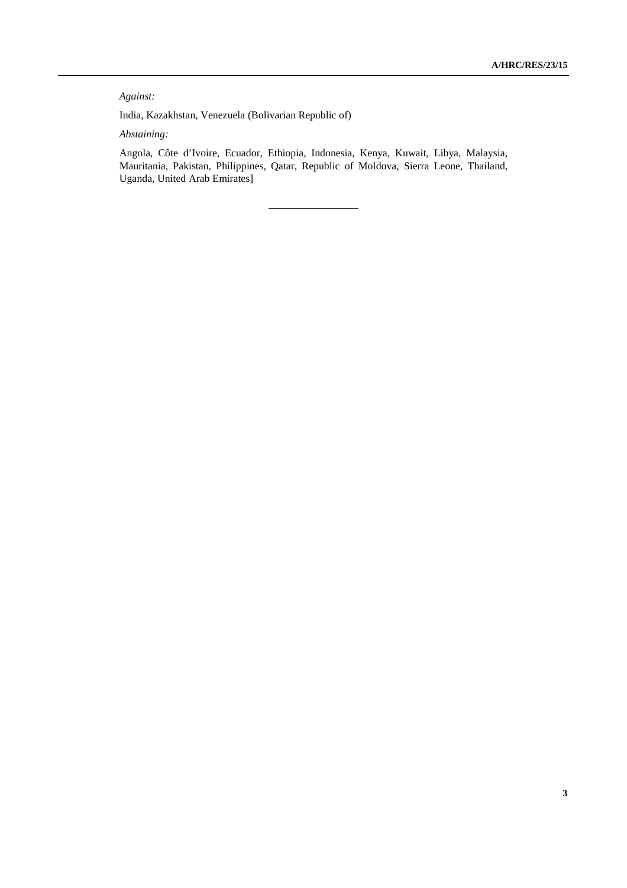*Against:*

India, Kazakhstan, Venezuela (Bolivarian Republic of)

*Abstaining:*

Angola, Côte d'Ivoire, Ecuador, Ethiopia, Indonesia, Kenya, Kuwait, Libya, Malaysia, Mauritania, Pakistan, Philippines, Qatar, Republic of Moldova, Sierra Leone, Thailand, Uganda, United Arab Emirates]